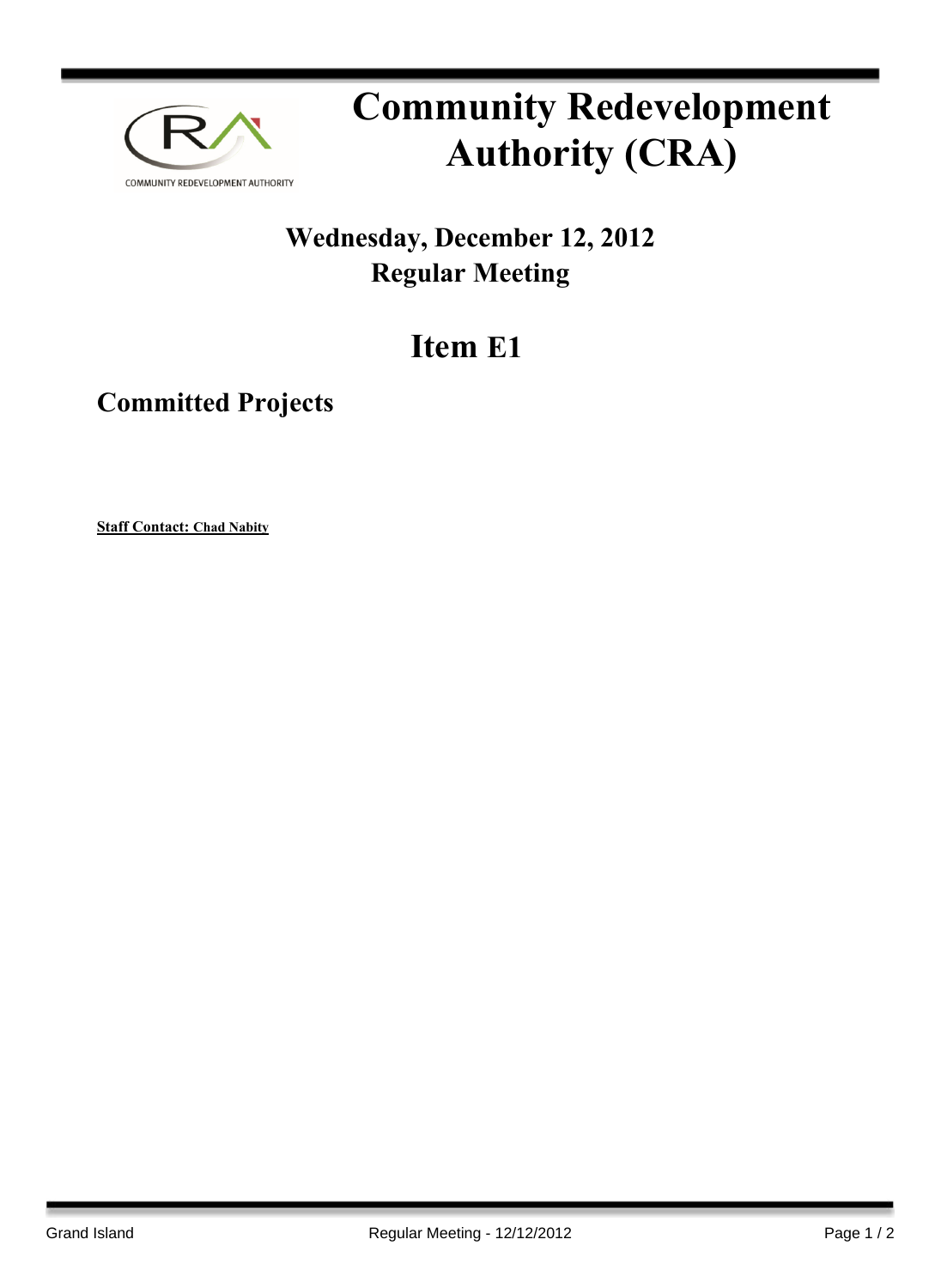# Community Redevelopment Authority (CRA)

## Wednesday, December 12, 2012
## Regular Meeting

# Item E1

## Committed Projects

**Staff Contact: Chad Nabity**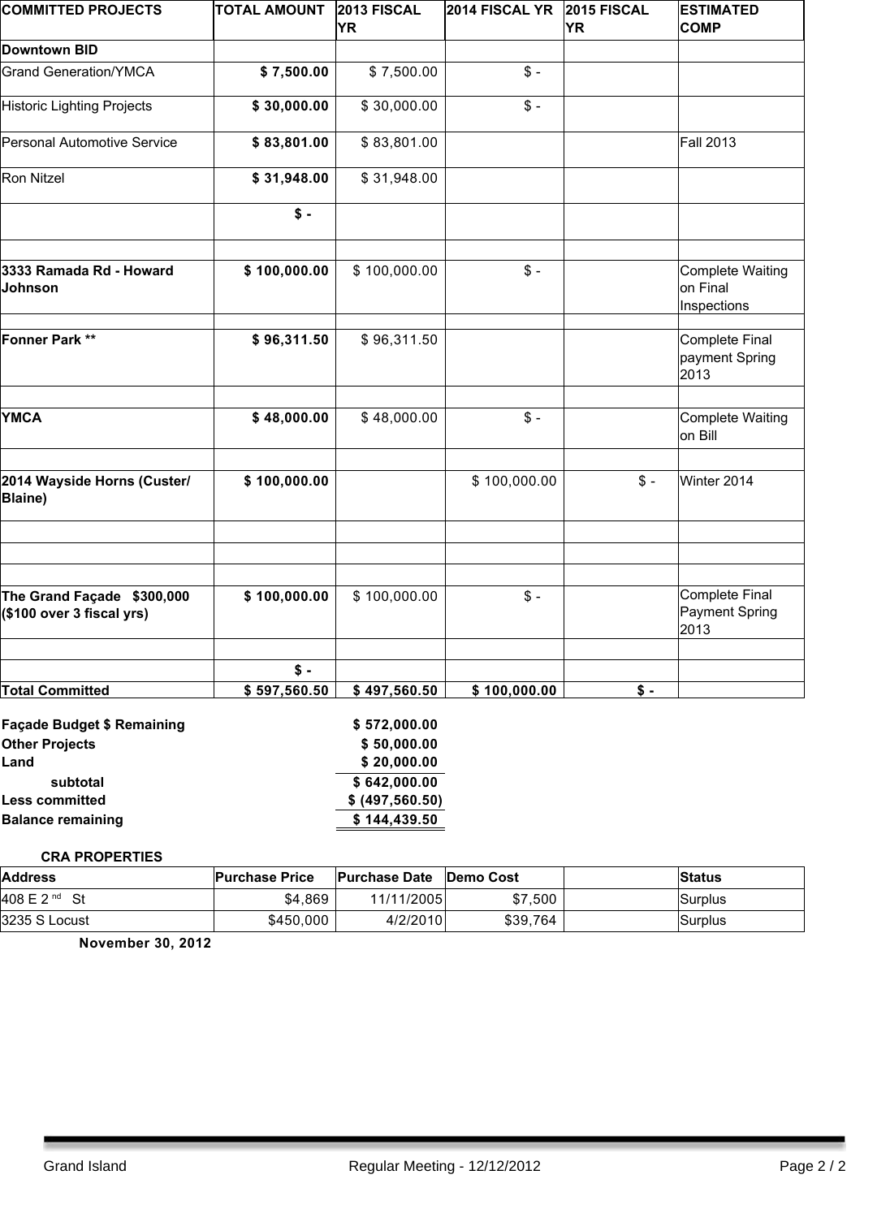| COMMITTED PROJECTS | TOTAL AMOUNT | 2013 FISCAL YR | 2014 FISCAL YR | 2015 FISCAL YR | ESTIMATED COMP |
|---|---|---|---|---|---|
| **Downtown BID** | | | | | |
| Grand Generation/YMCA | **$ 7,500.00** | $ 7,500.00 | $ - | | |
| Historic Lighting Projects | **$ 30,000.00** | $ 30,000.00 | $ - | | |
| Personal Automotive Service | **$ 83,801.00** | $ 83,801.00 | | | Fall 2013 |
| Ron Nitzel | **$ 31,948.00** | $ 31,948.00 | | | |
| | **$ -** | | | | |
| | | | | | |
| **3333 Ramada Rd - Howard Johnson** | **$ 100,000.00** | $ 100,000.00 | $ - | | Complete Waiting on Final Inspections |
| | | | | | |
| **Fonner Park \*\*** | **$ 96,311.50** | $ 96,311.50 | | | Complete Final payment Spring 2013 |
| | | | | | |
| **YMCA** | **$ 48,000.00** | $ 48,000.00 | $ - | | Complete Waiting on Bill |
| | | | | | |
| **2014 Wayside Horns (Custer/ Blaine)** | **$ 100,000.00** | | $ 100,000.00 | $ - | Winter 2014 |
| | | | | | |
| | | | | | |
| | | | | | |
| **The Grand Façade $300,000 ($100 over 3 fiscal yrs)** | **$ 100,000.00** | $ 100,000.00 | $ - | | Complete Final Payment Spring 2013 |
| | | | | | |
| | **$ -** | | | | |
| **Total Committed** | **$ 597,560.50** | **$ 497,560.50** | **$ 100,000.00** | **$ -** | |

| | |
|---|---|
| **Façade Budget $ Remaining** | **$ 572,000.00** |
| **Other Projects** | **$ 50,000.00** |
| **Land** | **$ 20,000.00** |
| **subtotal** | **$ 642,000.00** |
| **Less committed** | **$ (497,560.50)** |
| **Balance remaining** | **$ 144,439.50** |

**CRA PROPERTIES**

| Address | Purchase Price | Purchase Date | Demo Cost | | Status |
|---|---|---|---|---|---|
| 408 E 2nd St | $4,869 | 11/11/2005 | $7,500 | | Surplus |
| 3235 S Locust | $450,000 | 4/2/2010 | $39,764 | | Surplus |

**November 30, 2012**